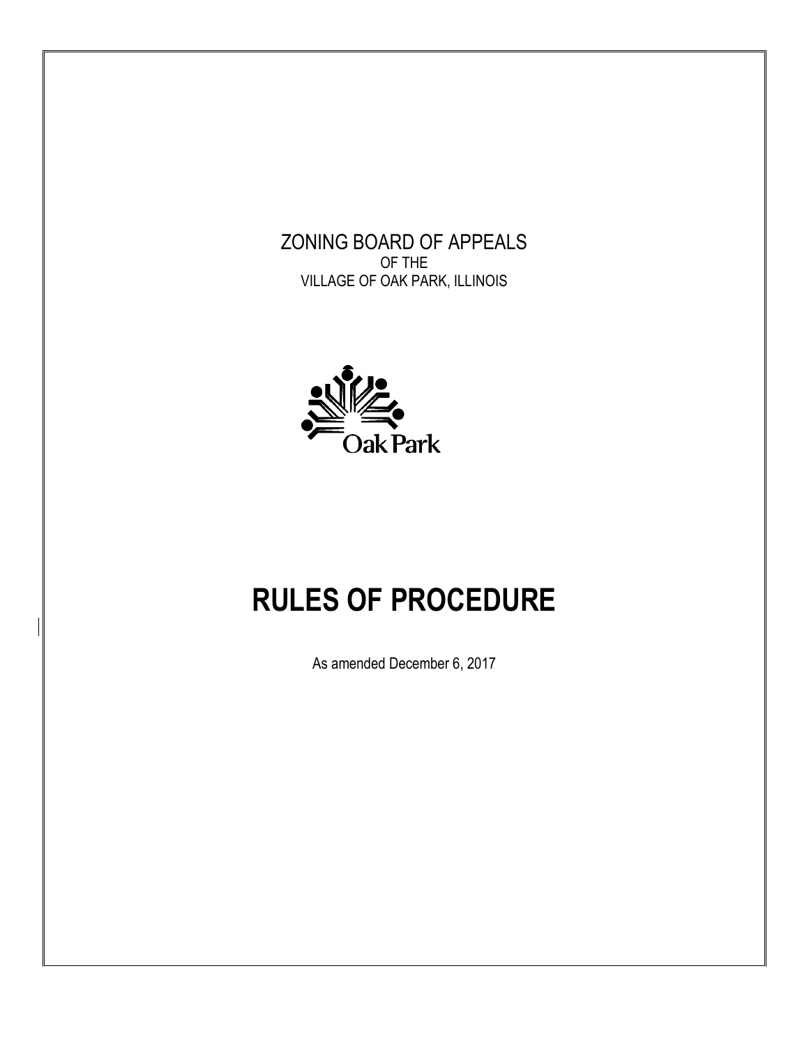ZONING BOARD OF APPEALS
OF THE
VILLAGE OF OAK PARK, ILLINOIS

Oak Park

# RULES OF PROCEDURE

As amended December 6, 2017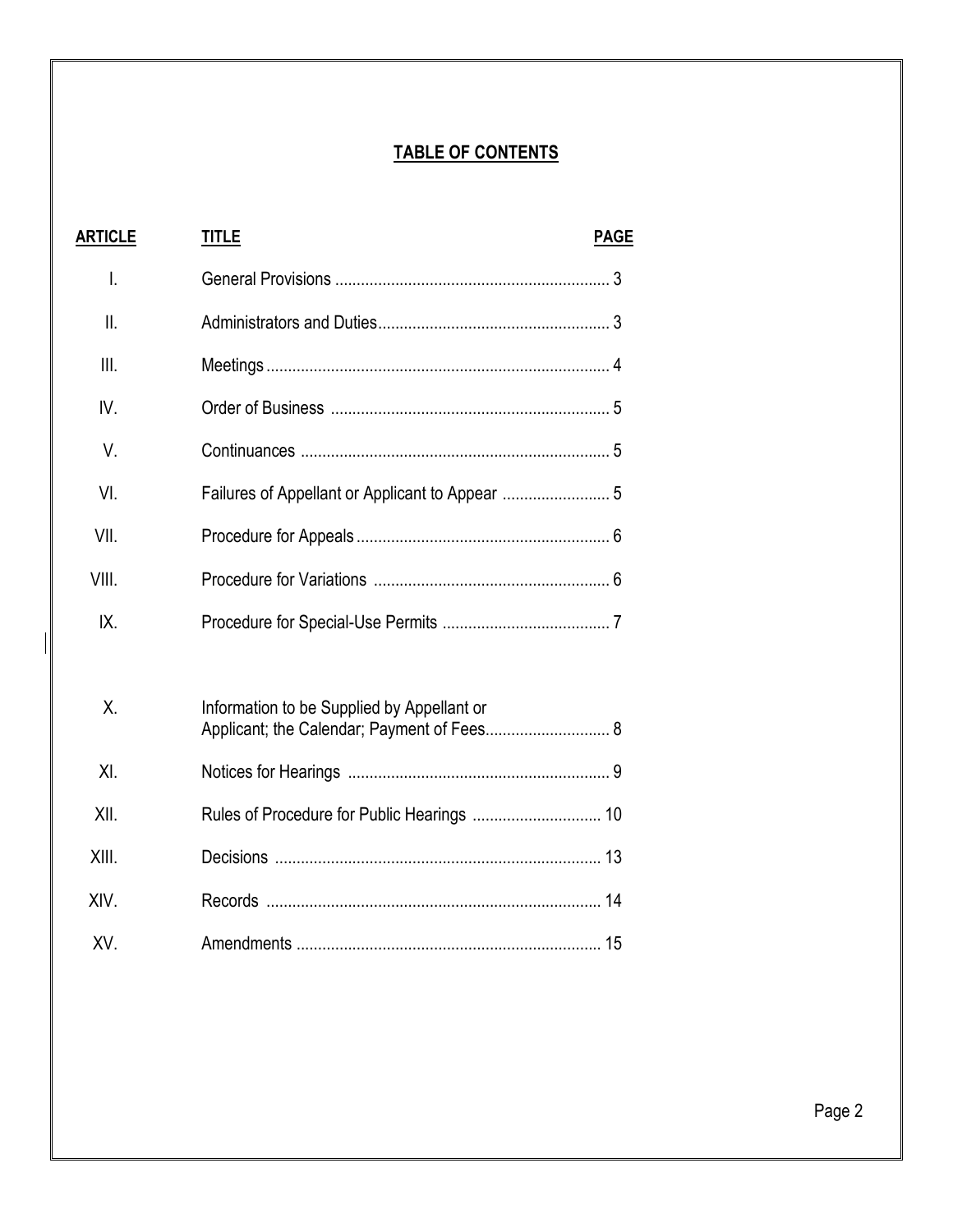## TABLE OF CONTENTS

| ARTICLE | TITLE | PAGE |
|---|---|---|
| I. | General Provisions | 3 |
| II. | Administrators and Duties | 3 |
| III. | Meetings | 4 |
| IV. | Order of Business | 5 |
| V. | Continuances | 5 |
| VI. | Failures of Appellant or Applicant to Appear | 5 |
| VII. | Procedure for Appeals | 6 |
| VIII. | Procedure for Variations | 6 |
| IX. | Procedure for Special-Use Permits | 7 |
| X. | Information to be Supplied by Appellant or Applicant; the Calendar; Payment of Fees | 8 |
| XI. | Notices for Hearings | 9 |
| XII. | Rules of Procedure for Public Hearings | 10 |
| XIII. | Decisions | 13 |
| XIV. | Records | 14 |
| XV. | Amendments | 15 |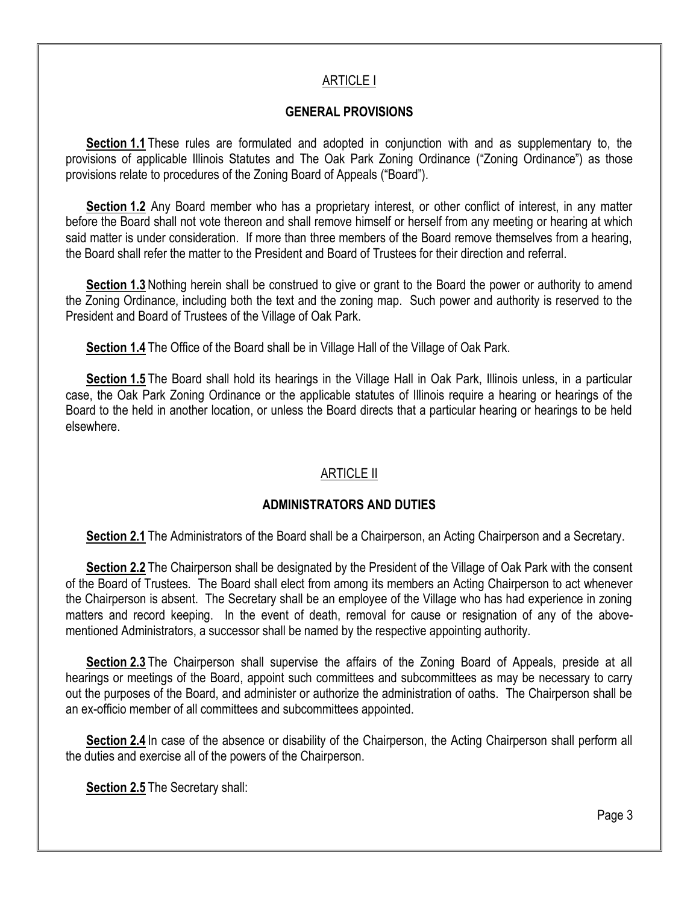## ARTICLE I

### GENERAL PROVISIONS

**Section 1.1** These rules are formulated and adopted in conjunction with and as supplementary to, the provisions of applicable Illinois Statutes and The Oak Park Zoning Ordinance ("Zoning Ordinance") as those provisions relate to procedures of the Zoning Board of Appeals ("Board").

**Section 1.2** Any Board member who has a proprietary interest, or other conflict of interest, in any matter before the Board shall not vote thereon and shall remove himself or herself from any meeting or hearing at which said matter is under consideration. If more than three members of the Board remove themselves from a hearing, the Board shall refer the matter to the President and Board of Trustees for their direction and referral.

**Section 1.3** Nothing herein shall be construed to give or grant to the Board the power or authority to amend the Zoning Ordinance, including both the text and the zoning map. Such power and authority is reserved to the President and Board of Trustees of the Village of Oak Park.

**Section 1.4** The Office of the Board shall be in Village Hall of the Village of Oak Park.

**Section 1.5** The Board shall hold its hearings in the Village Hall in Oak Park, Illinois unless, in a particular case, the Oak Park Zoning Ordinance or the applicable statutes of Illinois require a hearing or hearings of the Board to the held in another location, or unless the Board directs that a particular hearing or hearings to be held elsewhere.

## ARTICLE II

### ADMINISTRATORS AND DUTIES

**Section 2.1** The Administrators of the Board shall be a Chairperson, an Acting Chairperson and a Secretary.

**Section 2.2** The Chairperson shall be designated by the President of the Village of Oak Park with the consent of the Board of Trustees. The Board shall elect from among its members an Acting Chairperson to act whenever the Chairperson is absent. The Secretary shall be an employee of the Village who has had experience in zoning matters and record keeping. In the event of death, removal for cause or resignation of any of the above-mentioned Administrators, a successor shall be named by the respective appointing authority.

**Section 2.3** The Chairperson shall supervise the affairs of the Zoning Board of Appeals, preside at all hearings or meetings of the Board, appoint such committees and subcommittees as may be necessary to carry out the purposes of the Board, and administer or authorize the administration of oaths. The Chairperson shall be an ex-officio member of all committees and subcommittees appointed.

**Section 2.4** In case of the absence or disability of the Chairperson, the Acting Chairperson shall perform all the duties and exercise all of the powers of the Chairperson.

**Section 2.5** The Secretary shall: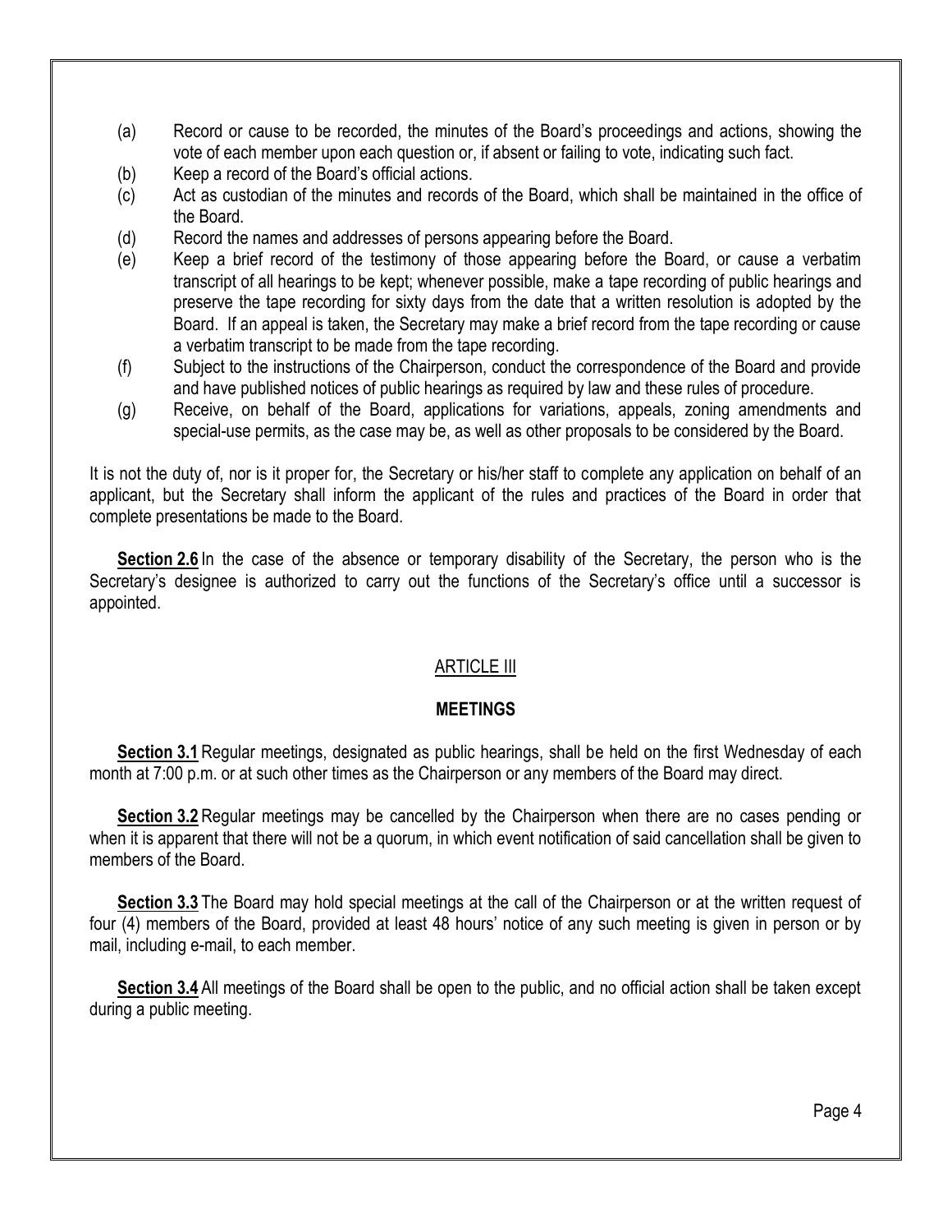(a) Record or cause to be recorded, the minutes of the Board's proceedings and actions, showing the vote of each member upon each question or, if absent or failing to vote, indicating such fact.

(b) Keep a record of the Board's official actions.

(c) Act as custodian of the minutes and records of the Board, which shall be maintained in the office of the Board.

(d) Record the names and addresses of persons appearing before the Board.

(e) Keep a brief record of the testimony of those appearing before the Board, or cause a verbatim transcript of all hearings to be kept; whenever possible, make a tape recording of public hearings and preserve the tape recording for sixty days from the date that a written resolution is adopted by the Board. If an appeal is taken, the Secretary may make a brief record from the tape recording or cause a verbatim transcript to be made from the tape recording.

(f) Subject to the instructions of the Chairperson, conduct the correspondence of the Board and provide and have published notices of public hearings as required by law and these rules of procedure.

(g) Receive, on behalf of the Board, applications for variations, appeals, zoning amendments and special-use permits, as the case may be, as well as other proposals to be considered by the Board.

It is not the duty of, nor is it proper for, the Secretary or his/her staff to complete any application on behalf of an applicant, but the Secretary shall inform the applicant of the rules and practices of the Board in order that complete presentations be made to the Board.

**Section 2.6** In the case of the absence or temporary disability of the Secretary, the person who is the Secretary's designee is authorized to carry out the functions of the Secretary's office until a successor is appointed.

## ARTICLE III

## MEETINGS

**Section 3.1** Regular meetings, designated as public hearings, shall be held on the first Wednesday of each month at 7:00 p.m. or at such other times as the Chairperson or any members of the Board may direct.

**Section 3.2** Regular meetings may be cancelled by the Chairperson when there are no cases pending or when it is apparent that there will not be a quorum, in which event notification of said cancellation shall be given to members of the Board.

**Section 3.3** The Board may hold special meetings at the call of the Chairperson or at the written request of four (4) members of the Board, provided at least 48 hours' notice of any such meeting is given in person or by mail, including e-mail, to each member.

**Section 3.4** All meetings of the Board shall be open to the public, and no official action shall be taken except during a public meeting.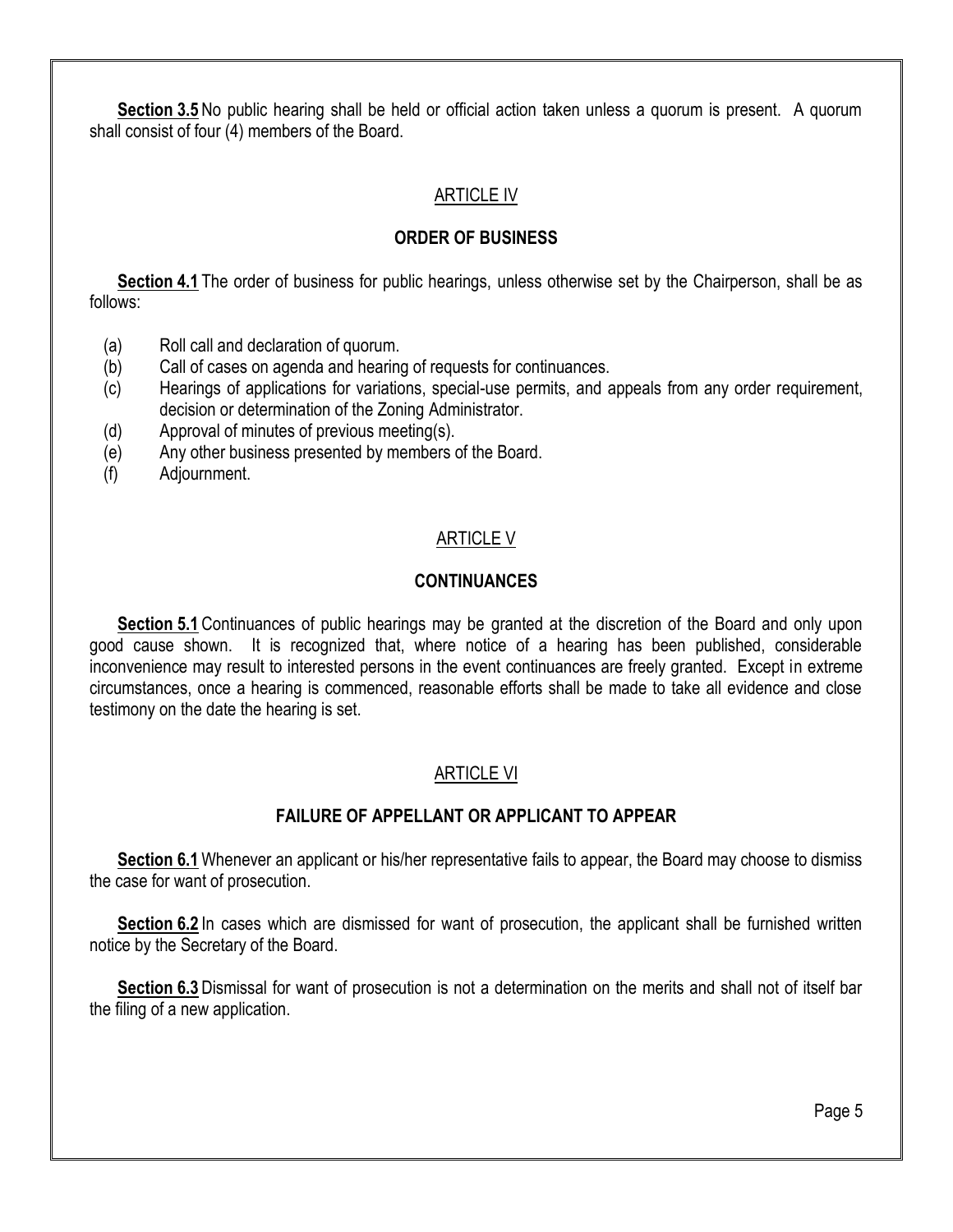**Section 3.5** No public hearing shall be held or official action taken unless a quorum is present. A quorum shall consist of four (4) members of the Board.

## ARTICLE IV

### ORDER OF BUSINESS

**Section 4.1** The order of business for public hearings, unless otherwise set by the Chairperson, shall be as follows:

(a) Roll call and declaration of quorum.
(b) Call of cases on agenda and hearing of requests for continuances.
(c) Hearings of applications for variations, special-use permits, and appeals from any order requirement, decision or determination of the Zoning Administrator.
(d) Approval of minutes of previous meeting(s).
(e) Any other business presented by members of the Board.
(f) Adjournment.

## ARTICLE V

### CONTINUANCES

**Section 5.1** Continuances of public hearings may be granted at the discretion of the Board and only upon good cause shown. It is recognized that, where notice of a hearing has been published, considerable inconvenience may result to interested persons in the event continuances are freely granted. Except in extreme circumstances, once a hearing is commenced, reasonable efforts shall be made to take all evidence and close testimony on the date the hearing is set.

## ARTICLE VI

### FAILURE OF APPELLANT OR APPLICANT TO APPEAR

**Section 6.1** Whenever an applicant or his/her representative fails to appear, the Board may choose to dismiss the case for want of prosecution.

**Section 6.2** In cases which are dismissed for want of prosecution, the applicant shall be furnished written notice by the Secretary of the Board.

**Section 6.3** Dismissal for want of prosecution is not a determination on the merits and shall not of itself bar the filing of a new application.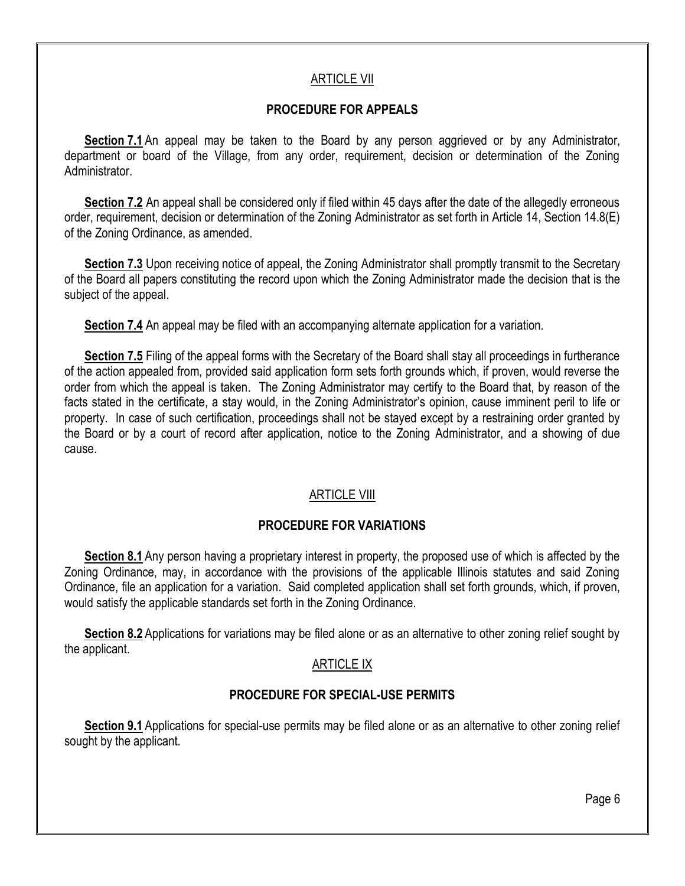## ARTICLE VII

### PROCEDURE FOR APPEALS

**Section 7.1** An appeal may be taken to the Board by any person aggrieved or by any Administrator, department or board of the Village, from any order, requirement, decision or determination of the Zoning Administrator.

**Section 7.2** An appeal shall be considered only if filed within 45 days after the date of the allegedly erroneous order, requirement, decision or determination of the Zoning Administrator as set forth in Article 14, Section 14.8(E) of the Zoning Ordinance, as amended.

**Section 7.3** Upon receiving notice of appeal, the Zoning Administrator shall promptly transmit to the Secretary of the Board all papers constituting the record upon which the Zoning Administrator made the decision that is the subject of the appeal.

**Section 7.4** An appeal may be filed with an accompanying alternate application for a variation.

**Section 7.5** Filing of the appeal forms with the Secretary of the Board shall stay all proceedings in furtherance of the action appealed from, provided said application form sets forth grounds which, if proven, would reverse the order from which the appeal is taken. The Zoning Administrator may certify to the Board that, by reason of the facts stated in the certificate, a stay would, in the Zoning Administrator's opinion, cause imminent peril to life or property. In case of such certification, proceedings shall not be stayed except by a restraining order granted by the Board or by a court of record after application, notice to the Zoning Administrator, and a showing of due cause.

## ARTICLE VIII

### PROCEDURE FOR VARIATIONS

**Section 8.1** Any person having a proprietary interest in property, the proposed use of which is affected by the Zoning Ordinance, may, in accordance with the provisions of the applicable Illinois statutes and said Zoning Ordinance, file an application for a variation. Said completed application shall set forth grounds, which, if proven, would satisfy the applicable standards set forth in the Zoning Ordinance.

**Section 8.2** Applications for variations may be filed alone or as an alternative to other zoning relief sought by the applicant.

## ARTICLE IX

### PROCEDURE FOR SPECIAL-USE PERMITS

**Section 9.1** Applications for special-use permits may be filed alone or as an alternative to other zoning relief sought by the applicant.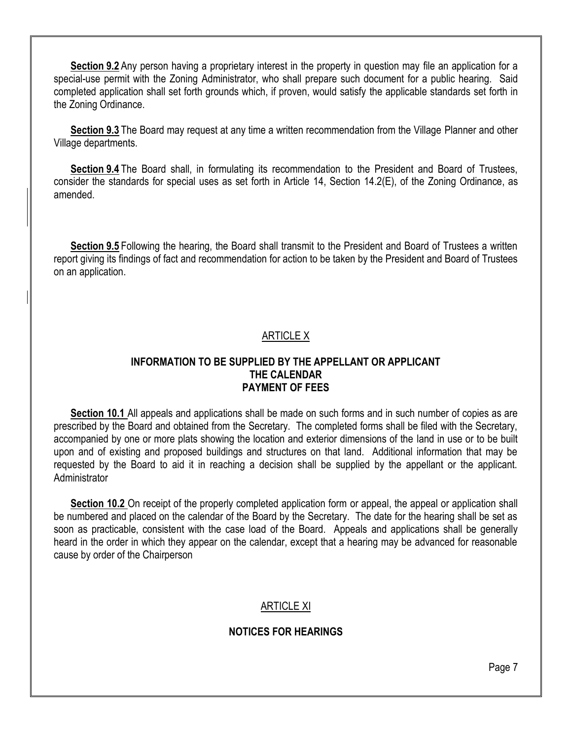**Section 9.2** Any person having a proprietary interest in the property in question may file an application for a special-use permit with the Zoning Administrator, who shall prepare such document for a public hearing. Said completed application shall set forth grounds which, if proven, would satisfy the applicable standards set forth in the Zoning Ordinance.

**Section 9.3** The Board may request at any time a written recommendation from the Village Planner and other Village departments.

**Section 9.4** The Board shall, in formulating its recommendation to the President and Board of Trustees, consider the standards for special uses as set forth in Article 14, Section 14.2(E), of the Zoning Ordinance, as amended.

**Section 9.5** Following the hearing, the Board shall transmit to the President and Board of Trustees a written report giving its findings of fact and recommendation for action to be taken by the President and Board of Trustees on an application.

## ARTICLE X

### INFORMATION TO BE SUPPLIED BY THE APPELLANT OR APPLICANT THE CALENDAR PAYMENT OF FEES

**Section 10.1** All appeals and applications shall be made on such forms and in such number of copies as are prescribed by the Board and obtained from the Secretary. The completed forms shall be filed with the Secretary, accompanied by one or more plats showing the location and exterior dimensions of the land in use or to be built upon and of existing and proposed buildings and structures on that land. Additional information that may be requested by the Board to aid it in reaching a decision shall be supplied by the appellant or the applicant. Administrator

**Section 10.2** On receipt of the properly completed application form or appeal, the appeal or application shall be numbered and placed on the calendar of the Board by the Secretary. The date for the hearing shall be set as soon as practicable, consistent with the case load of the Board. Appeals and applications shall be generally heard in the order in which they appear on the calendar, except that a hearing may be advanced for reasonable cause by order of the Chairperson

## ARTICLE XI

### NOTICES FOR HEARINGS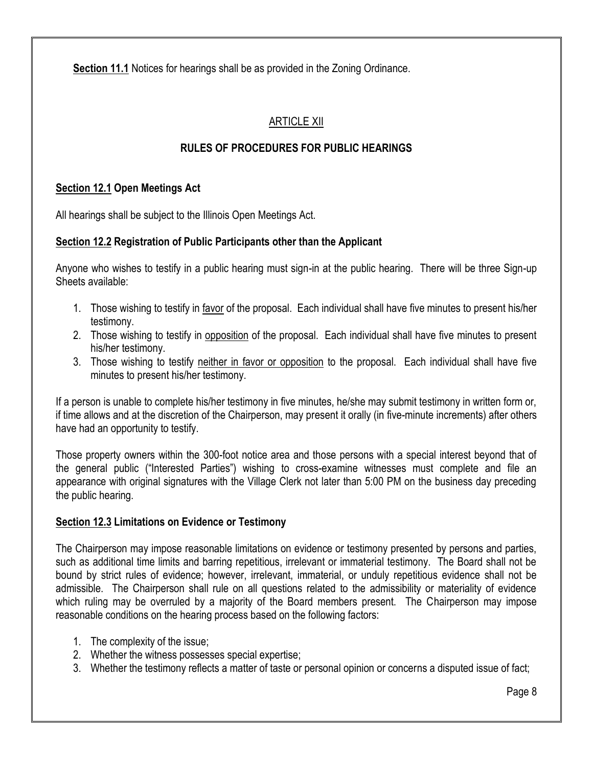**Section 11.1** Notices for hearings shall be as provided in the Zoning Ordinance.

## ARTICLE XII

## RULES OF PROCEDURES FOR PUBLIC HEARINGS

### Section 12.1 Open Meetings Act

All hearings shall be subject to the Illinois Open Meetings Act.

### Section 12.2 Registration of Public Participants other than the Applicant

Anyone who wishes to testify in a public hearing must sign-in at the public hearing. There will be three Sign-up Sheets available:

1. Those wishing to testify in favor of the proposal. Each individual shall have five minutes to present his/her testimony.
2. Those wishing to testify in opposition of the proposal. Each individual shall have five minutes to present his/her testimony.
3. Those wishing to testify neither in favor or opposition to the proposal. Each individual shall have five minutes to present his/her testimony.

If a person is unable to complete his/her testimony in five minutes, he/she may submit testimony in written form or, if time allows and at the discretion of the Chairperson, may present it orally (in five-minute increments) after others have had an opportunity to testify.

Those property owners within the 300-foot notice area and those persons with a special interest beyond that of the general public ("Interested Parties") wishing to cross-examine witnesses must complete and file an appearance with original signatures with the Village Clerk not later than 5:00 PM on the business day preceding the public hearing.

### Section 12.3 Limitations on Evidence or Testimony

The Chairperson may impose reasonable limitations on evidence or testimony presented by persons and parties, such as additional time limits and barring repetitious, irrelevant or immaterial testimony. The Board shall not be bound by strict rules of evidence; however, irrelevant, immaterial, or unduly repetitious evidence shall not be admissible. The Chairperson shall rule on all questions related to the admissibility or materiality of evidence which ruling may be overruled by a majority of the Board members present. The Chairperson may impose reasonable conditions on the hearing process based on the following factors:

1. The complexity of the issue;
2. Whether the witness possesses special expertise;
3. Whether the testimony reflects a matter of taste or personal opinion or concerns a disputed issue of fact;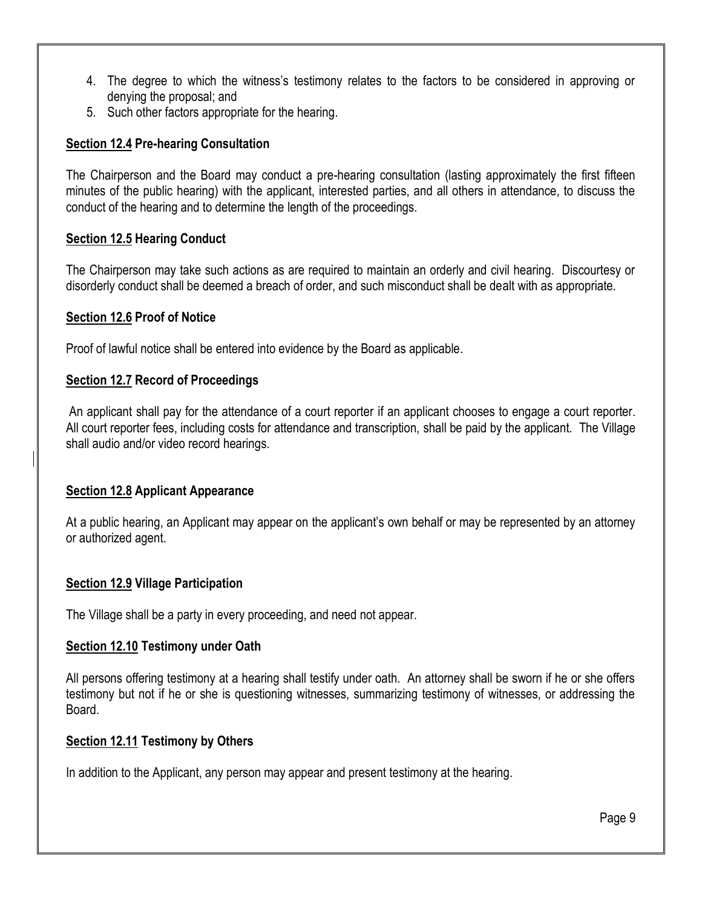4. The degree to which the witness's testimony relates to the factors to be considered in approving or denying the proposal; and
5. Such other factors appropriate for the hearing.

### Section 12.4 Pre-hearing Consultation

The Chairperson and the Board may conduct a pre-hearing consultation (lasting approximately the first fifteen minutes of the public hearing) with the applicant, interested parties, and all others in attendance, to discuss the conduct of the hearing and to determine the length of the proceedings.

### Section 12.5 Hearing Conduct

The Chairperson may take such actions as are required to maintain an orderly and civil hearing. Discourtesy or disorderly conduct shall be deemed a breach of order, and such misconduct shall be dealt with as appropriate.

### Section 12.6 Proof of Notice

Proof of lawful notice shall be entered into evidence by the Board as applicable.

### Section 12.7 Record of Proceedings

An applicant shall pay for the attendance of a court reporter if an applicant chooses to engage a court reporter. All court reporter fees, including costs for attendance and transcription, shall be paid by the applicant. The Village shall audio and/or video record hearings.

### Section 12.8 Applicant Appearance

At a public hearing, an Applicant may appear on the applicant's own behalf or may be represented by an attorney or authorized agent.

### Section 12.9 Village Participation

The Village shall be a party in every proceeding, and need not appear.

### Section 12.10 Testimony under Oath

All persons offering testimony at a hearing shall testify under oath. An attorney shall be sworn if he or she offers testimony but not if he or she is questioning witnesses, summarizing testimony of witnesses, or addressing the Board.

### Section 12.11 Testimony by Others

In addition to the Applicant, any person may appear and present testimony at the hearing.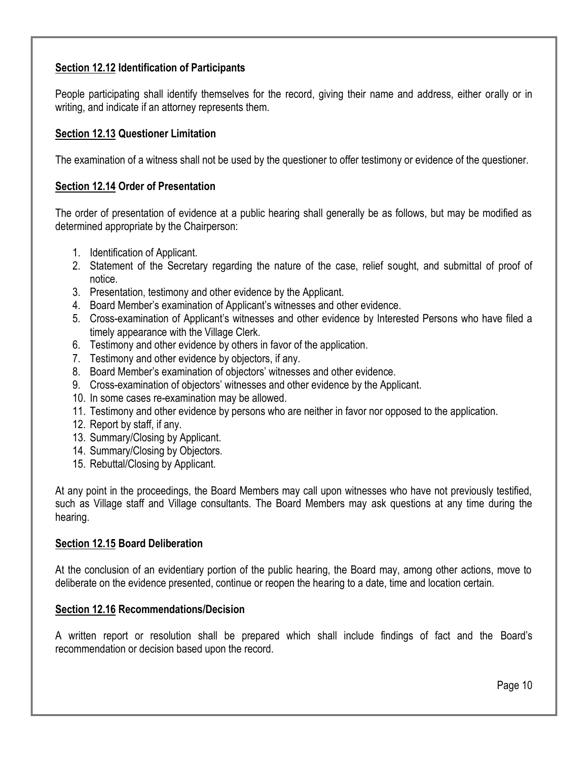**Section 12.12 Identification of Participants**

People participating shall identify themselves for the record, giving their name and address, either orally or in writing, and indicate if an attorney represents them.

**Section 12.13 Questioner Limitation**

The examination of a witness shall not be used by the questioner to offer testimony or evidence of the questioner.

**Section 12.14 Order of Presentation**

The order of presentation of evidence at a public hearing shall generally be as follows, but may be modified as determined appropriate by the Chairperson:

1. Identification of Applicant.
2. Statement of the Secretary regarding the nature of the case, relief sought, and submittal of proof of notice.
3. Presentation, testimony and other evidence by the Applicant.
4. Board Member's examination of Applicant's witnesses and other evidence.
5. Cross-examination of Applicant's witnesses and other evidence by Interested Persons who have filed a timely appearance with the Village Clerk.
6. Testimony and other evidence by others in favor of the application.
7. Testimony and other evidence by objectors, if any.
8. Board Member's examination of objectors' witnesses and other evidence.
9. Cross-examination of objectors' witnesses and other evidence by the Applicant.
10. In some cases re-examination may be allowed.
11. Testimony and other evidence by persons who are neither in favor nor opposed to the application.
12. Report by staff, if any.
13. Summary/Closing by Applicant.
14. Summary/Closing by Objectors.
15. Rebuttal/Closing by Applicant.

At any point in the proceedings, the Board Members may call upon witnesses who have not previously testified, such as Village staff and Village consultants. The Board Members may ask questions at any time during the hearing.

**Section 12.15 Board Deliberation**

At the conclusion of an evidentiary portion of the public hearing, the Board may, among other actions, move to deliberate on the evidence presented, continue or reopen the hearing to a date, time and location certain.

**Section 12.16 Recommendations/Decision**

A written report or resolution shall be prepared which shall include findings of fact and the Board's recommendation or decision based upon the record.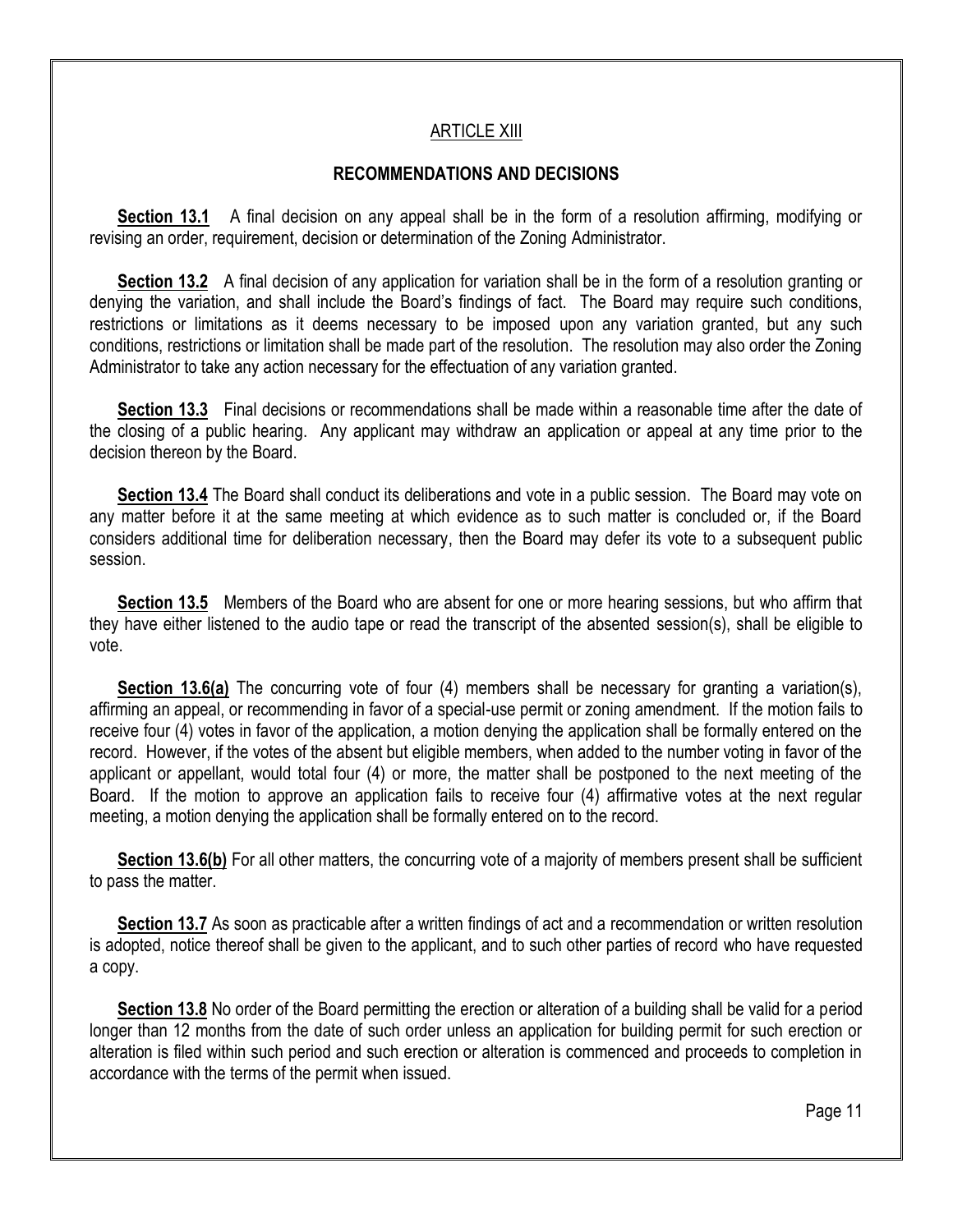## ARTICLE XIII

### RECOMMENDATIONS AND DECISIONS

**Section 13.1** A final decision on any appeal shall be in the form of a resolution affirming, modifying or revising an order, requirement, decision or determination of the Zoning Administrator.

**Section 13.2** A final decision of any application for variation shall be in the form of a resolution granting or denying the variation, and shall include the Board's findings of fact. The Board may require such conditions, restrictions or limitations as it deems necessary to be imposed upon any variation granted, but any such conditions, restrictions or limitation shall be made part of the resolution. The resolution may also order the Zoning Administrator to take any action necessary for the effectuation of any variation granted.

**Section 13.3** Final decisions or recommendations shall be made within a reasonable time after the date of the closing of a public hearing. Any applicant may withdraw an application or appeal at any time prior to the decision thereon by the Board.

**Section 13.4** The Board shall conduct its deliberations and vote in a public session. The Board may vote on any matter before it at the same meeting at which evidence as to such matter is concluded or, if the Board considers additional time for deliberation necessary, then the Board may defer its vote to a subsequent public session.

**Section 13.5** Members of the Board who are absent for one or more hearing sessions, but who affirm that they have either listened to the audio tape or read the transcript of the absented session(s), shall be eligible to vote.

**Section 13.6(a)** The concurring vote of four (4) members shall be necessary for granting a variation(s), affirming an appeal, or recommending in favor of a special-use permit or zoning amendment. If the motion fails to receive four (4) votes in favor of the application, a motion denying the application shall be formally entered on the record. However, if the votes of the absent but eligible members, when added to the number voting in favor of the applicant or appellant, would total four (4) or more, the matter shall be postponed to the next meeting of the Board. If the motion to approve an application fails to receive four (4) affirmative votes at the next regular meeting, a motion denying the application shall be formally entered on to the record.

**Section 13.6(b)** For all other matters, the concurring vote of a majority of members present shall be sufficient to pass the matter.

**Section 13.7** As soon as practicable after a written findings of act and a recommendation or written resolution is adopted, notice thereof shall be given to the applicant, and to such other parties of record who have requested a copy.

**Section 13.8** No order of the Board permitting the erection or alteration of a building shall be valid for a period longer than 12 months from the date of such order unless an application for building permit for such erection or alteration is filed within such period and such erection or alteration is commenced and proceeds to completion in accordance with the terms of the permit when issued.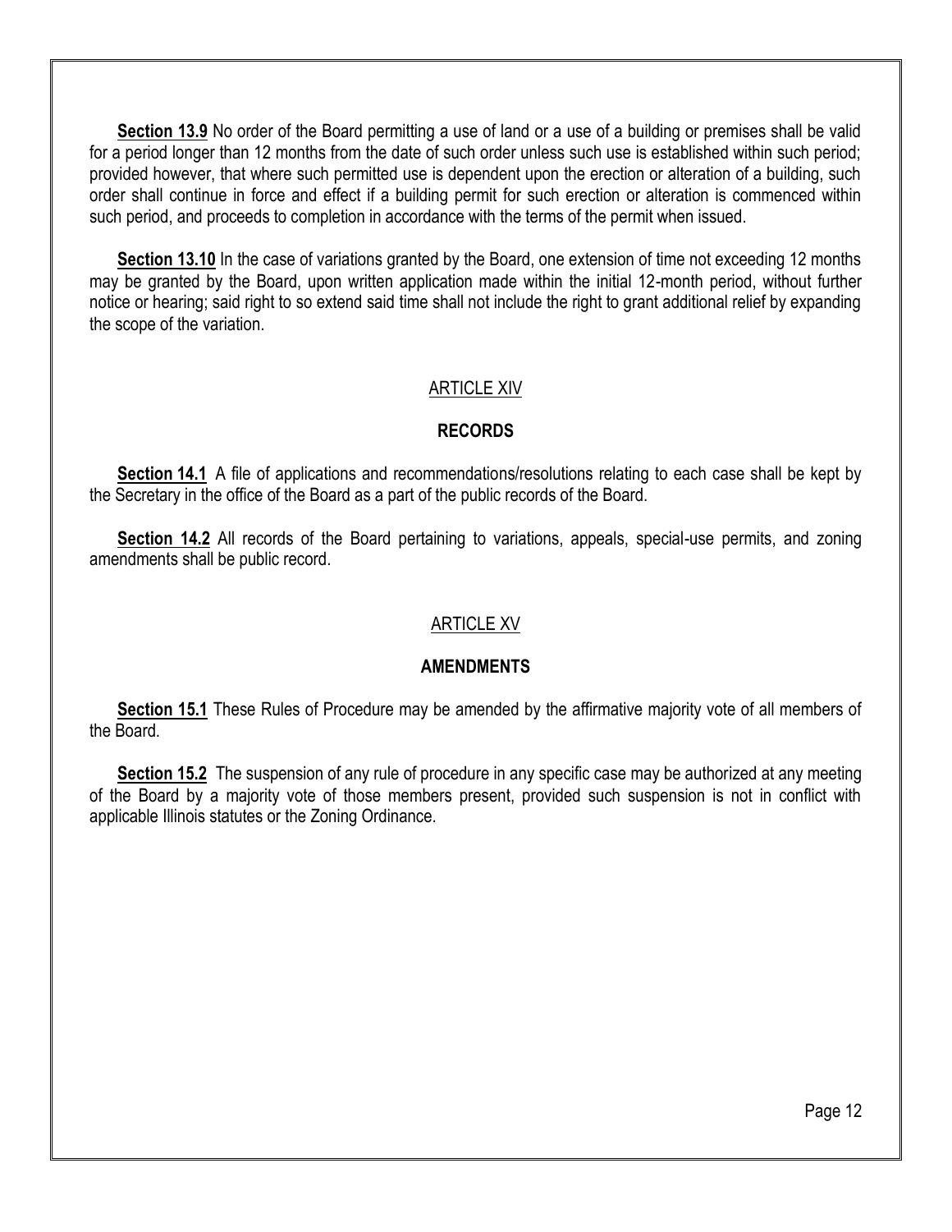**Section 13.9** No order of the Board permitting a use of land or a use of a building or premises shall be valid for a period longer than 12 months from the date of such order unless such use is established within such period; provided however, that where such permitted use is dependent upon the erection or alteration of a building, such order shall continue in force and effect if a building permit for such erection or alteration is commenced within such period, and proceeds to completion in accordance with the terms of the permit when issued.

**Section 13.10** In the case of variations granted by the Board, one extension of time not exceeding 12 months may be granted by the Board, upon written application made within the initial 12-month period, without further notice or hearing; said right to so extend said time shall not include the right to grant additional relief by expanding the scope of the variation.

## ARTICLE XIV

## RECORDS

**Section 14.1** A file of applications and recommendations/resolutions relating to each case shall be kept by the Secretary in the office of the Board as a part of the public records of the Board.

**Section 14.2** All records of the Board pertaining to variations, appeals, special-use permits, and zoning amendments shall be public record.

## ARTICLE XV

## AMENDMENTS

**Section 15.1** These Rules of Procedure may be amended by the affirmative majority vote of all members of the Board.

**Section 15.2** The suspension of any rule of procedure in any specific case may be authorized at any meeting of the Board by a majority vote of those members present, provided such suspension is not in conflict with applicable Illinois statutes or the Zoning Ordinance.